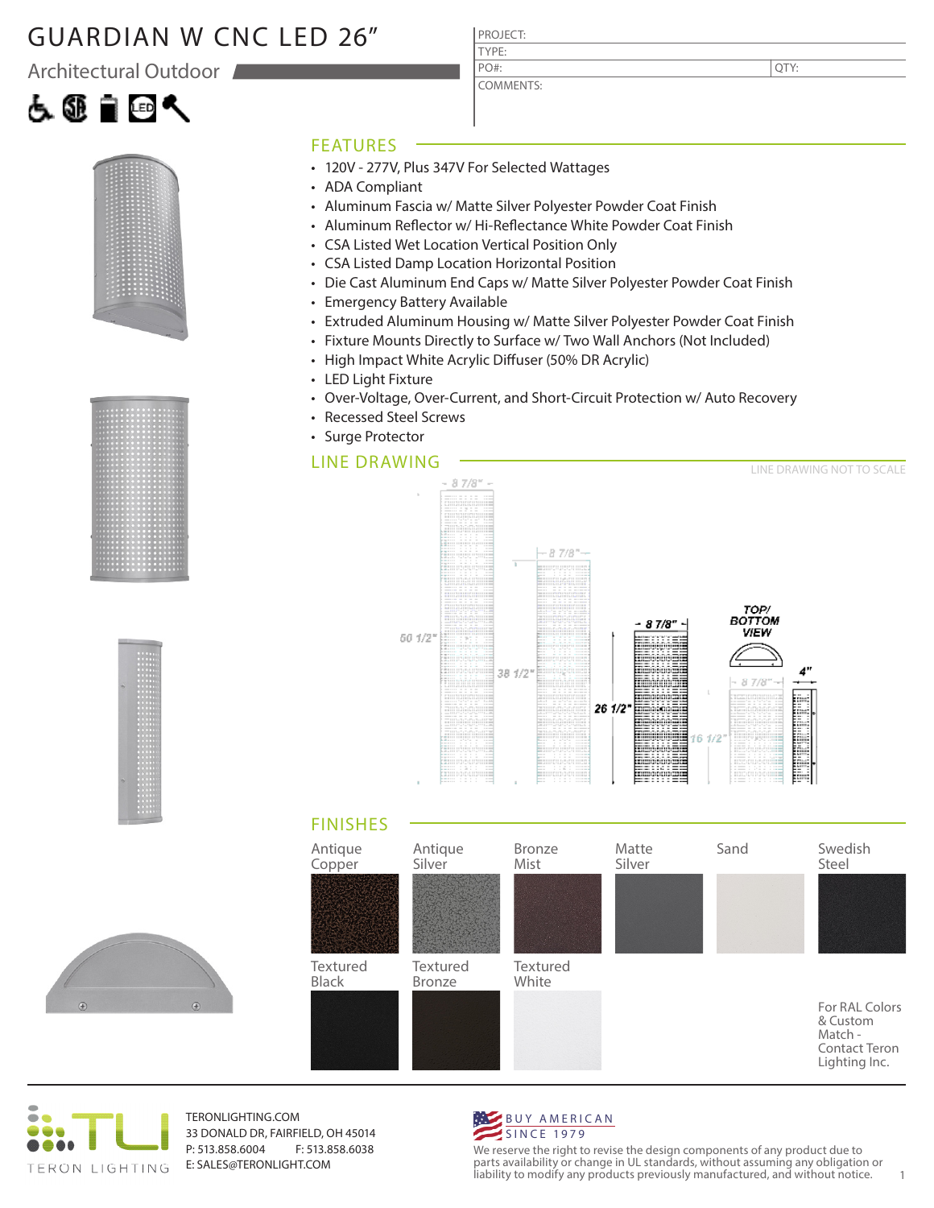# GUARDIAN W CNC LED 26"

## Architectural Outdoor

| | |
|---|---|
| PROJECT: | |
| TYPE: | |
| PO#: | QTY: |
| COMMENTS: | |

## FEATURES

- 120V - 277V, Plus 347V For Selected Wattages
- ADA Compliant
- Aluminum Fascia w/ Matte Silver Polyester Powder Coat Finish
- Aluminum Reflector w/ Hi-Reflectance White Powder Coat Finish
- CSA Listed Wet Location Vertical Position Only
- CSA Listed Damp Location Horizontal Position
- Die Cast Aluminum End Caps w/ Matte Silver Polyester Powder Coat Finish
- Emergency Battery Available
- Extruded Aluminum Housing w/ Matte Silver Polyester Powder Coat Finish
- Fixture Mounts Directly to Surface w/ Two Wall Anchors (Not Included)
- High Impact White Acrylic Diffuser (50% DR Acrylic)
- LED Light Fixture
- Over-Voltage, Over-Current, and Short-Circuit Protection w/ Auto Recovery
- Recessed Steel Screws
- Surge Protector

## LINE DRAWING

LINE DRAWING NOT TO SCALE

8 7/8"
50 1/2"
8 7/8"
38 1/2"
8 7/8"
26 1/2"
16 1/2"
TOP/ BOTTOM VIEW
8 7/8"
4"

## FINISHES

Antique Copper
Antique Silver
Bronze Mist
Matte Silver
Sand
Swedish Steel
Textured Black
Textured Bronze
Textured White

For RAL Colors & Custom Match - Contact Teron Lighting Inc.

TERON LIGHTING

TERONLIGHTING.COM
33 DONALD DR, FAIRFIELD, OH 45014
P: 513.858.6004 F: 513.858.6038
E: SALES@TERONLIGHT.COM

BUY AMERICAN SINCE 1979

We reserve the right to revise the design components of any product due to parts availability or change in UL standards, without assuming any obligation or liability to modify any products previously manufactured, and without notice.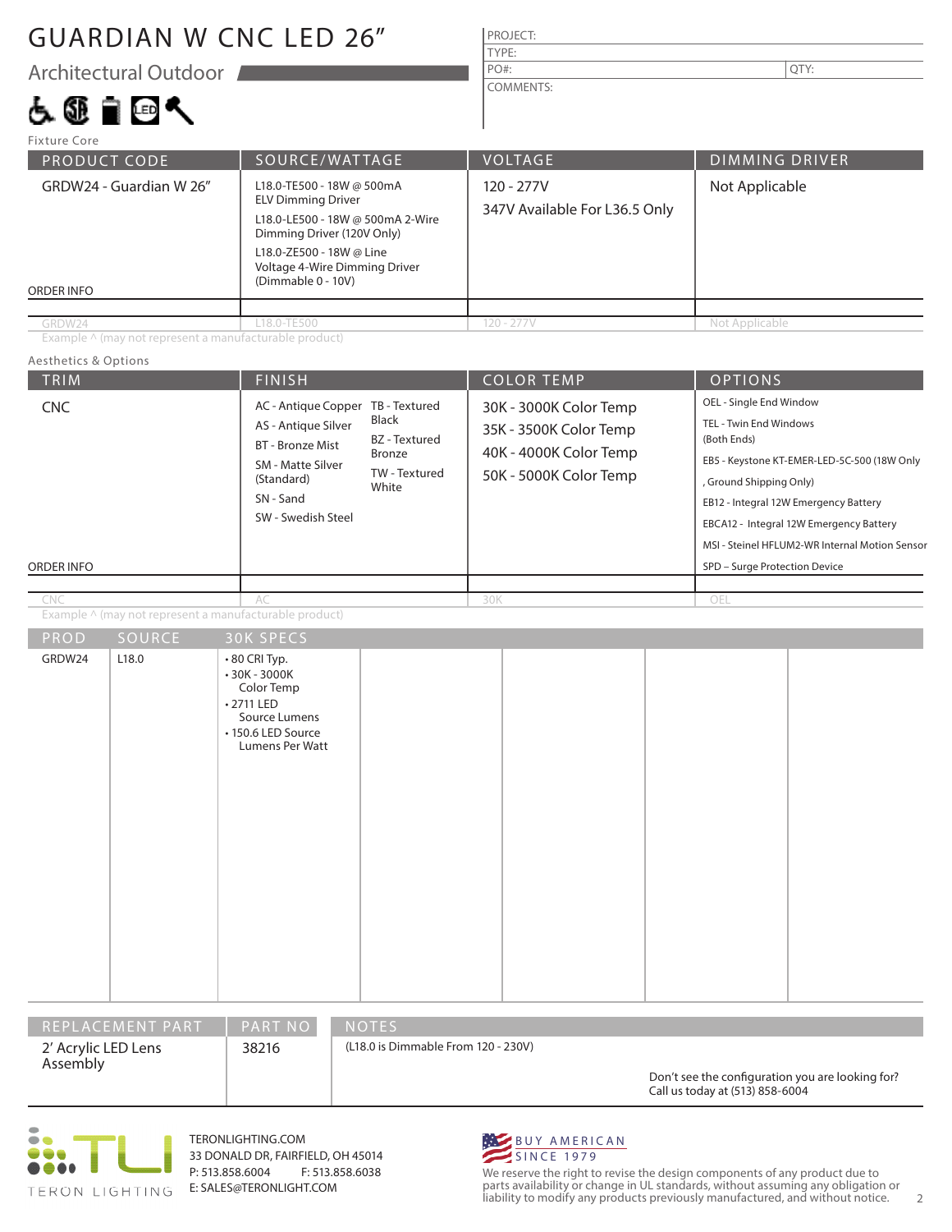# GUARDIAN W CNC LED 26"

Architectual Outdoor

| | |
|---|---|
| PROJECT: | |
| TYPE: | |
| PO#: | QTY: |
| COMMENTS: | |

Fixture Core

| PRODUCT CODE | SOURCE/WATTAGE | VOLTAGE | DIMMING DRIVER |
|---|---|---|---|
| GRDW24 - Guardian W 26" | L18.0-TE500 - 18W @ 500mA ELV Dimming Driver<br>L18.0-LE500 - 18W @ 500mA 2-Wire Dimming Driver (120V Only)<br>L18.0-ZE500 - 18W @ Line Voltage 4-Wire Dimming Driver (Dimmable 0 - 10V) | 120 - 277V<br>347V Available For L36.5 Only | Not Applicable |
| ORDER INFO | | | |
| GRDW24 | L18.0-TE500 | 120 - 277V | Not Applicable |

Example ^ (may not represent a manufacturable product)

Aesthetics & Options

| TRIM | FINISH | COLOR TEMP | OPTIONS |
|---|---|---|---|
| CNC | AC - Antique Copper<br>AS - Antique Silver<br>BT - Bronze Mist<br>SM - Matte Silver (Standard)<br>SN - Sand<br>SW - Swedish Steel<br>TB - Textured Black<br>BZ - Textured Bronze<br>TW - Textured White | 30K - 3000K Color Temp<br>35K - 3500K Color Temp<br>40K - 4000K Color Temp<br>50K - 5000K Color Temp | OEL - Single End Window<br>TEL - Twin End Windows (Both Ends)<br>EB5 - Keystone KT-EMER-LED-5C-500 (18W Only, Ground Shipping Only)<br>EB12 - Integral 12W Emergency Battery<br>EBCA12 - Integral 12W Emergency Battery<br>MSI - Steinel HFLUM2-WR Internal Motion Sensor<br>SPD – Surge Protection Device |
| ORDER INFO | | | |
| CNC | AC | 30K | OEL |

Example ^ (may not represent a manufacturable product)

| PROD | SOURCE | 30K SPECS |
|---|---|---|
| GRDW24 | L18.0 | • 80 CRI Typ.<br>• 30K - 3000K Color Temp<br>• 2711 LED Source Lumens<br>• 150.6 LED Source Lumens Per Watt |

| REPLACEMENT PART | PART NO | NOTES |
|---|---|---|
| 2' Acrylic LED Lens Assembly | 38216 | (L18.0 is Dimmable From 120 - 230V) |

Don't see the configuration you are looking for? Call us today at (513) 858-6004

TERON LIGHTING

TERONLIGHTING.COM
33 DONALD DR, FAIRFIELD, OH 45014
P: 513.858.6004 F: 513.858.6038
E: SALES@TERONLIGHT.COM

BUY AMERICAN SINCE 1979

We reserve the right to revise the design components of any product due to parts availability or change in UL standards, without assuming any obligation or liability to modify any products previously manufactured, and without notice.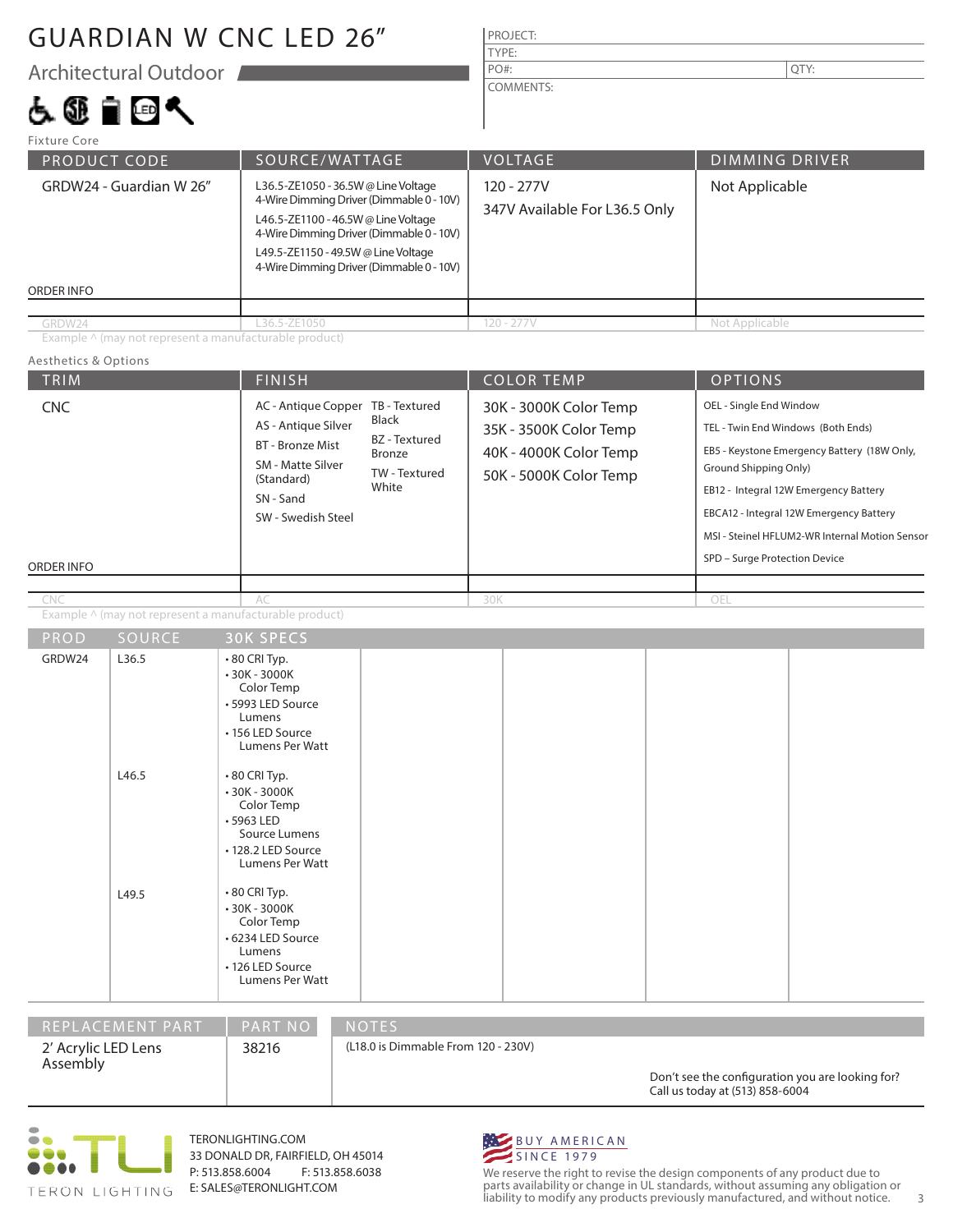# GUARDIAN W CNC LED 26"

Architectural Outdoor

PROJECT:
TYPE:
PO#: QTY:
COMMENTS:

Fixture Core

| PRODUCT CODE | SOURCE/WATTAGE | VOLTAGE | DIMMING DRIVER |
|---|---|---|---|
| GRDW24 - Guardian W 26" | L36.5-ZE1050 - 36.5W @ Line Voltage 4-Wire Dimming Driver (Dimmable 0 - 10V)<br>L46.5-ZE1100 - 46.5W @ Line Voltage 4-Wire Dimming Driver (Dimmable 0 - 10V)<br>L49.5-ZE1150 - 49.5W @ Line Voltage 4-Wire Dimming Driver (Dimmable 0 - 10V) | 120 - 277V<br>347V Available For L36.5 Only | Not Applicable |
| ORDER INFO | | | |
| GRDW24 | L36.5-ZE1050 | 120 - 277V | Not Applicable |

Example ^ (may not represent a manufacturable product)

Aesthetics & Options

| TRIM | FINISH | COLOR TEMP | OPTIONS |
|---|---|---|---|
| CNC | AC - Antique Copper<br>AS - Antique Silver<br>BT - Bronze Mist<br>SM - Matte Silver (Standard)<br>SN - Sand<br>SW - Swedish Steel<br>TB - Textured Black<br>BZ - Textured Bronze<br>TW - Textured White | 30K - 3000K Color Temp<br>35K - 3500K Color Temp<br>40K - 4000K Color Temp<br>50K - 5000K Color Temp | OEL - Single End Window<br>TEL - Twin End Windows (Both Ends)<br>EB5 - Keystone Emergency Battery (18W Only, Ground Shipping Only)<br>EB12 - Integral 12W Emergency Battery<br>EBCA12 - Integral 12W Emergency Battery<br>MSI - Steinel HFLUM2-WR Internal Motion Sensor<br>SPD – Surge Protection Device |
| ORDER INFO | | | |
| CNC | AC | 30K | OEL |

Example ^ (may not represent a manufacturable product)

| PROD | SOURCE | 30K SPECS |
|---|---|---|
| GRDW24 | L36.5 | • 80 CRI Typ.<br>• 30K - 3000K Color Temp<br>• 5993 LED Source Lumens<br>• 156 LED Source Lumens Per Watt |
| | L46.5 | • 80 CRI Typ.<br>• 30K - 3000K Color Temp<br>• 5963 LED Source Lumens<br>• 128.2 LED Source Lumens Per Watt |
| | L49.5 | • 80 CRI Typ.<br>• 30K - 3000K Color Temp<br>• 6234 LED Source Lumens<br>• 126 LED Source Lumens Per Watt |

| REPLACEMENT PART | PART NO | NOTES |
|---|---|---|
| 2' Acrylic LED Lens Assembly | 38216 | (L18.0 is Dimmable From 120 - 230V) |

Don't see the configuration you are looking for? Call us today at (513) 858-6004

TERON LIGHTING

TERONLIGHTING.COM
33 DONALD DR, FAIRFIELD, OH 45014
P: 513.858.6004 F: 513.858.6038
E: SALES@TERONLIGHT.COM

BUY AMERICAN SINCE 1979

We reserve the right to revise the design components of any product due to parts availability or change in UL standards, without assuming any obligation or liability to modify any products previously manufactured, and without notice.